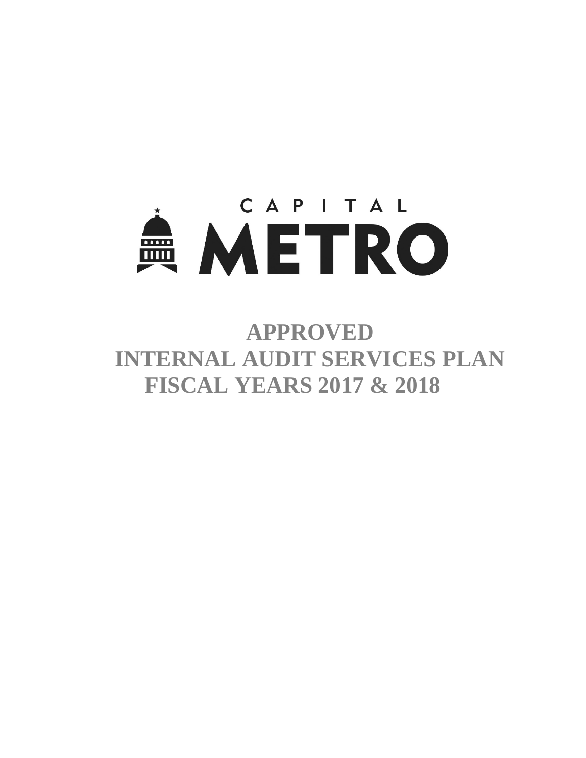CAPITAL METRO

# APPROVED
# INTERNAL AUDIT SERVICES PLAN
# FISCAL YEARS 2017 & 2018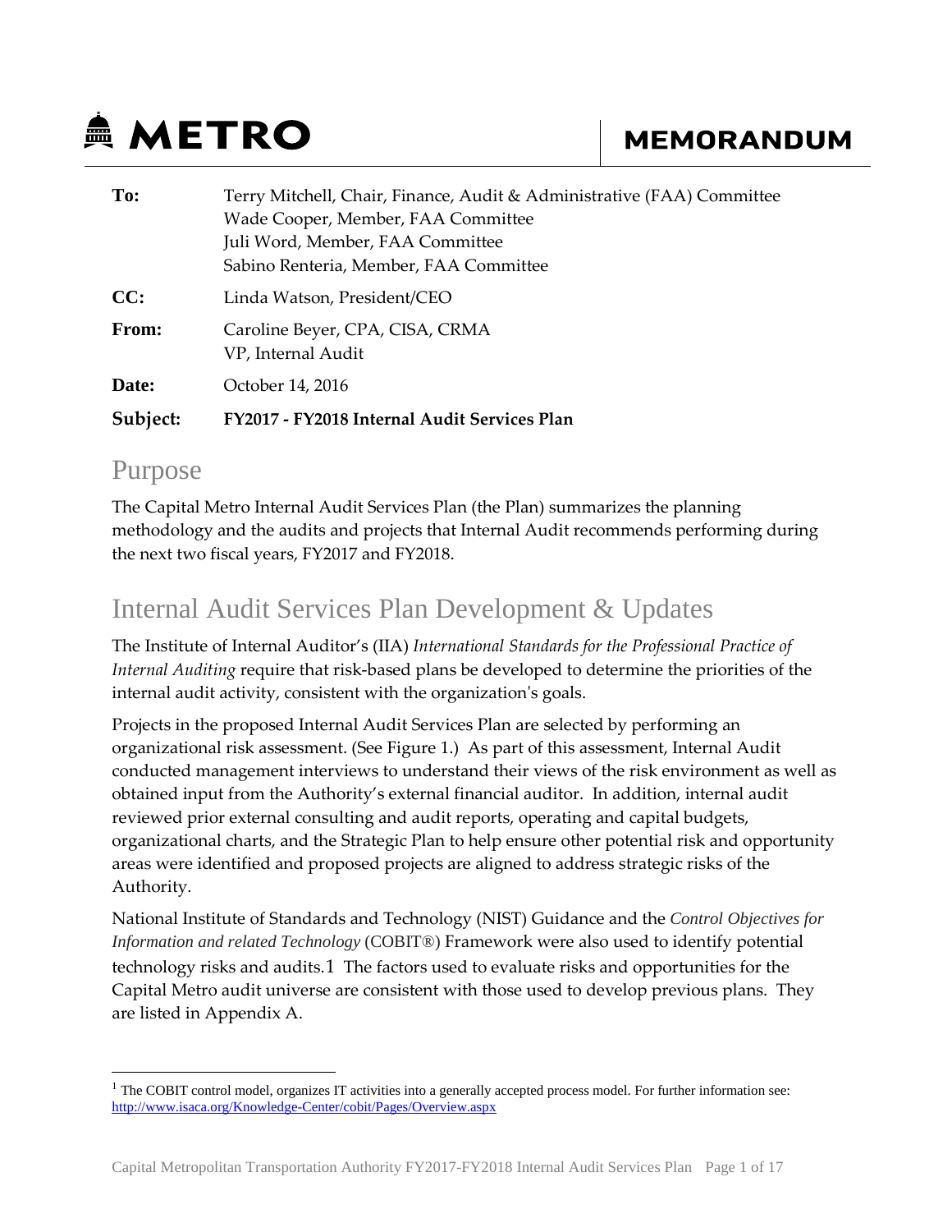**METRO** **MEMORANDUM**

| | |
|---|---|
| **To:** | Terry Mitchell, Chair, Finance, Audit & Administrative (FAA) Committee<br>Wade Cooper, Member, FAA Committee<br>Juli Word, Member, FAA Committee<br>Sabino Renteria, Member, FAA Committee |
| **CC:** | Linda Watson, President/CEO |
| **From:** | Caroline Beyer, CPA, CISA, CRMA<br>VP, Internal Audit |
| **Date:** | October 14, 2016 |
| **Subject:** | **FY2017 - FY2018 Internal Audit Services Plan** |

## Purpose

The Capital Metro Internal Audit Services Plan (the Plan) summarizes the planning methodology and the audits and projects that Internal Audit recommends performing during the next two fiscal years, FY2017 and FY2018.

## Internal Audit Services Plan Development & Updates

The Institute of Internal Auditor's (IIA) *International Standards for the Professional Practice of Internal Auditing* require that risk-based plans be developed to determine the priorities of the internal audit activity, consistent with the organization's goals.

Projects in the proposed Internal Audit Services Plan are selected by performing an organizational risk assessment. (See Figure 1.) As part of this assessment, Internal Audit conducted management interviews to understand their views of the risk environment as well as obtained input from the Authority's external financial auditor. In addition, internal audit reviewed prior external consulting and audit reports, operating and capital budgets, organizational charts, and the Strategic Plan to help ensure other potential risk and opportunity areas were identified and proposed projects are aligned to address strategic risks of the Authority.

National Institute of Standards and Technology (NIST) Guidance and the *Control Objectives for Information and related Technology* (COBIT®) Framework were also used to identify potential technology risks and audits.[1] The factors used to evaluate risks and opportunities for the Capital Metro audit universe are consistent with those used to develop previous plans. They are listed in Appendix A.

[1] The COBIT control model, organizes IT activities into a generally accepted process model. For further information see: http://www.isaca.org/Knowledge-Center/cobit/Pages/Overview.aspx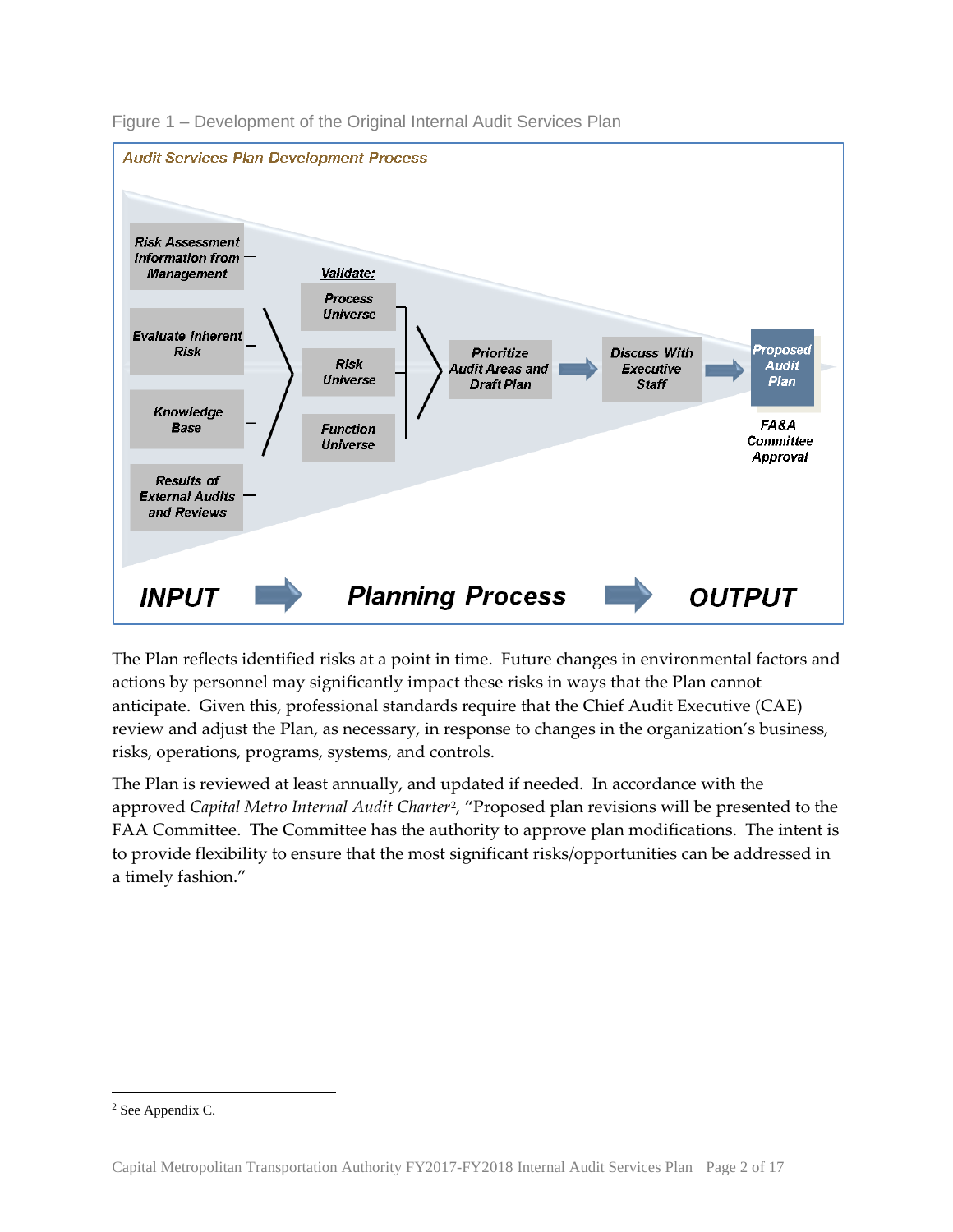Figure 1 – Development of the Original Internal Audit Services Plan

*Audit Services Plan Development Process*

**INPUT**
- Risk Assessment Information from Management
- Evaluate Inherent Risk
- Knowledge Base
- Results of External Audits and Reviews

**Planning Process**
- Validate:
  - Process Universe
  - Risk Universe
  - Function Universe
- Prioritize Audit Areas and Draft Plan
- Discuss With Executive Staff

**OUTPUT**
- Proposed Audit Plan
- FA&A Committee Approval

The Plan reflects identified risks at a point in time. Future changes in environmental factors and actions by personnel may significantly impact these risks in ways that the Plan cannot anticipate. Given this, professional standards require that the Chief Audit Executive (CAE) review and adjust the Plan, as necessary, in response to changes in the organization's business, risks, operations, programs, systems, and controls.

The Plan is reviewed at least annually, and updated if needed. In accordance with the approved *Capital Metro Internal Audit Charter*[2], "Proposed plan revisions will be presented to the FAA Committee. The Committee has the authority to approve plan modifications. The intent is to provide flexibility to ensure that the most significant risks/opportunities can be addressed in a timely fashion."

[2] See Appendix C.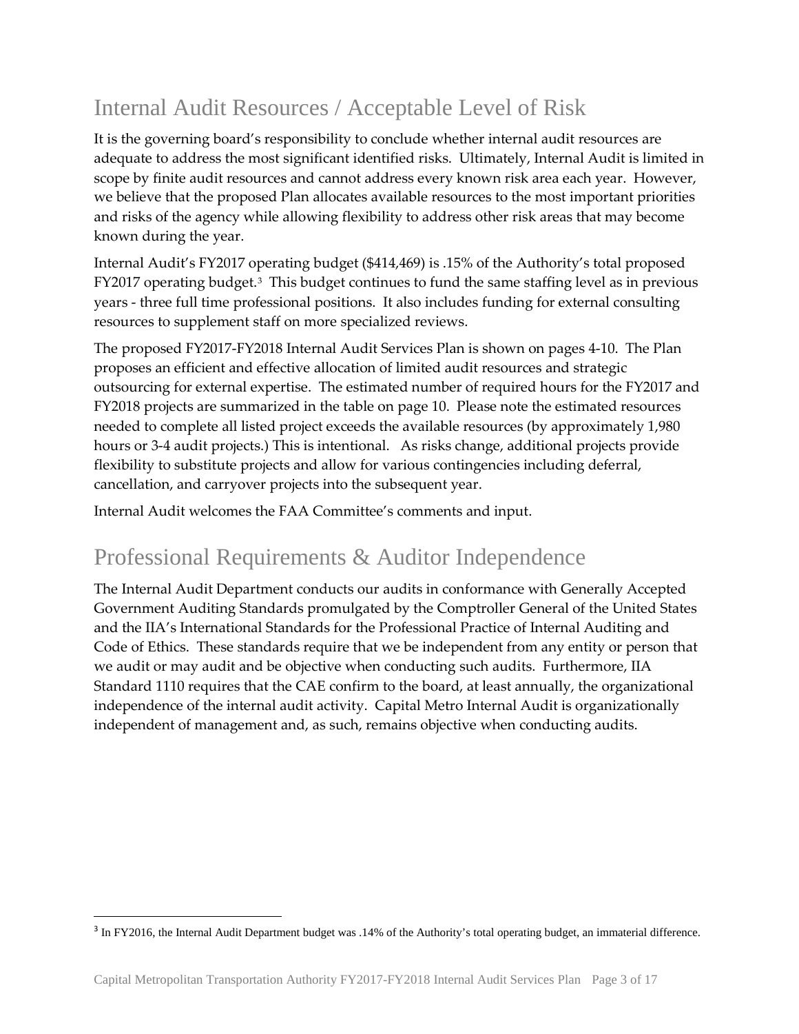## Internal Audit Resources / Acceptable Level of Risk

It is the governing board's responsibility to conclude whether internal audit resources are adequate to address the most significant identified risks. Ultimately, Internal Audit is limited in scope by finite audit resources and cannot address every known risk area each year. However, we believe that the proposed Plan allocates available resources to the most important priorities and risks of the agency while allowing flexibility to address other risk areas that may become known during the year.

Internal Audit's FY2017 operating budget ($414,469) is .15% of the Authority's total proposed FY2017 operating budget.[3] This budget continues to fund the same staffing level as in previous years - three full time professional positions. It also includes funding for external consulting resources to supplement staff on more specialized reviews.

The proposed FY2017-FY2018 Internal Audit Services Plan is shown on pages 4-10. The Plan proposes an efficient and effective allocation of limited audit resources and strategic outsourcing for external expertise. The estimated number of required hours for the FY2017 and FY2018 projects are summarized in the table on page 10. Please note the estimated resources needed to complete all listed project exceeds the available resources (by approximately 1,980 hours or 3-4 audit projects.) This is intentional. As risks change, additional projects provide flexibility to substitute projects and allow for various contingencies including deferral, cancellation, and carryover projects into the subsequent year.

Internal Audit welcomes the FAA Committee's comments and input.

## Professional Requirements & Auditor Independence

The Internal Audit Department conducts our audits in conformance with Generally Accepted Government Auditing Standards promulgated by the Comptroller General of the United States and the IIA's International Standards for the Professional Practice of Internal Auditing and Code of Ethics. These standards require that we be independent from any entity or person that we audit or may audit and be objective when conducting such audits. Furthermore, IIA Standard 1110 requires that the CAE confirm to the board, at least annually, the organizational independence of the internal audit activity. Capital Metro Internal Audit is organizationally independent of management and, as such, remains objective when conducting audits.

---

[3] In FY2016, the Internal Audit Department budget was .14% of the Authority's total operating budget, an immaterial difference.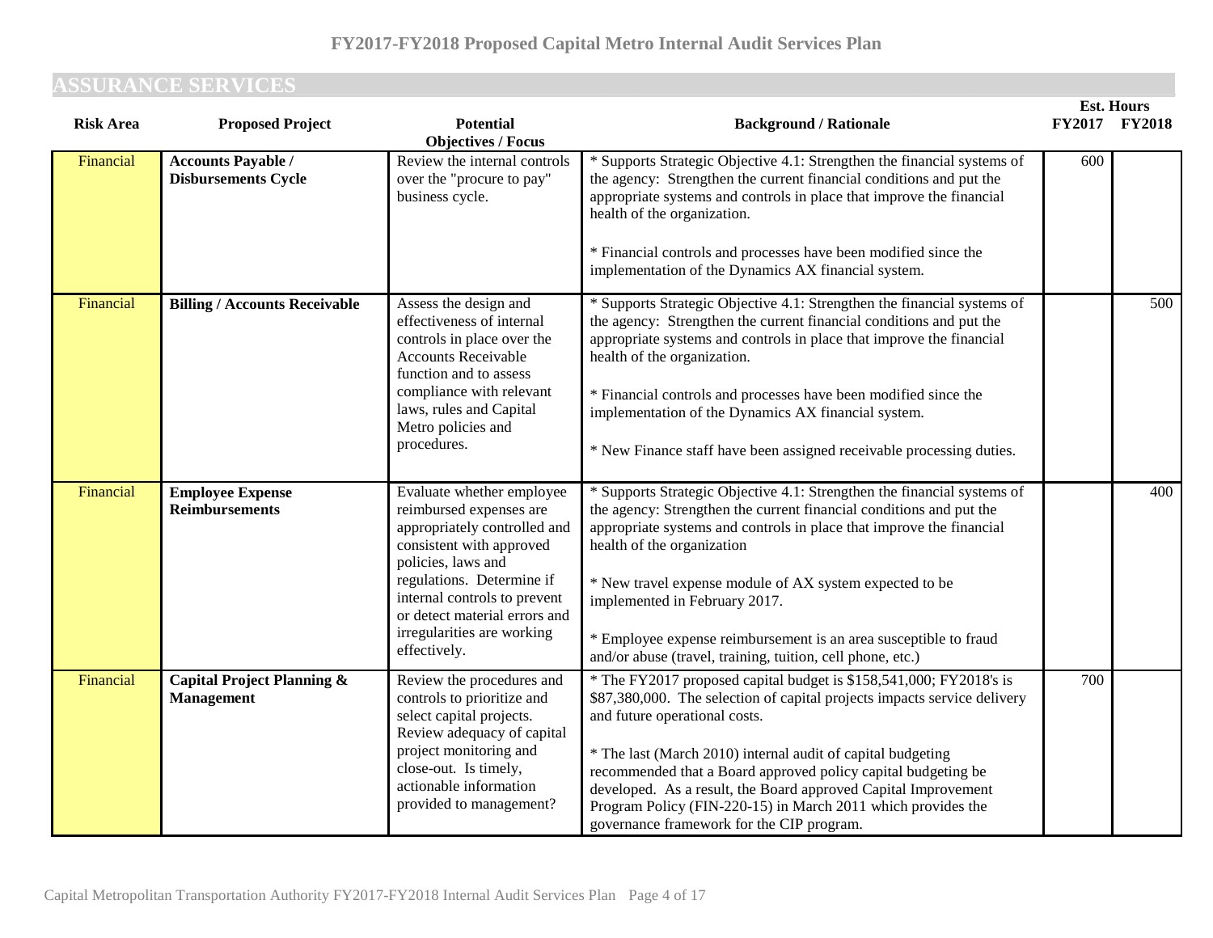# FY2017-FY2018 Proposed Capital Metro Internal Audit Services Plan

## ASSURANCE SERVICES

| Risk Area | Proposed Project | Potential Objectives / Focus | Background / Rationale | Est. Hours FY2017 | Est. Hours FY2018 |
|---|---|---|---|---|---|
| Financial | **Accounts Payable / Disbursements Cycle** | Review the internal controls over the "procure to pay" business cycle. | * Supports Strategic Objective 4.1: Strengthen the financial systems of the agency: Strengthen the current financial conditions and put the appropriate systems and controls in place that improve the financial health of the organization.<br><br>* Financial controls and processes have been modified since the implementation of the Dynamics AX financial system. | 600 | |
| Financial | **Billing / Accounts Receivable** | Assess the design and effectiveness of internal controls in place over the Accounts Receivable function and to assess compliance with relevant laws, rules and Capital Metro policies and procedures. | * Supports Strategic Objective 4.1: Strengthen the financial systems of the agency: Strengthen the current financial conditions and put the appropriate systems and controls in place that improve the financial health of the organization.<br><br>* Financial controls and processes have been modified since the implementation of the Dynamics AX financial system.<br><br>* New Finance staff have been assigned receivable processing duties. | | 500 |
| Financial | **Employee Expense Reimbursements** | Evaluate whether employee reimbursed expenses are appropriately controlled and consistent with approved policies, laws and regulations. Determine if internal controls to prevent or detect material errors and irregularities are working effectively. | * Supports Strategic Objective 4.1: Strengthen the financial systems of the agency: Strengthen the current financial conditions and put the appropriate systems and controls in place that improve the financial health of the organization<br><br>* New travel expense module of AX system expected to be implemented in February 2017.<br><br>* Employee expense reimbursement is an area susceptible to fraud and/or abuse (travel, training, tuition, cell phone, etc.) | | 400 |
| Financial | **Capital Project Planning & Management** | Review the procedures and controls to prioritize and select capital projects. Review adequacy of capital project monitoring and close-out. Is timely, actionable information provided to management? | * The FY2017 proposed capital budget is $158,541,000; FY2018's is $87,380,000. The selection of capital projects impacts service delivery and future operational costs.<br><br>* The last (March 2010) internal audit of capital budgeting recommended that a Board approved policy capital budgeting be developed. As a result, the Board approved Capital Improvement Program Policy (FIN-220-15) in March 2011 which provides the governance framework for the CIP program. | 700 | |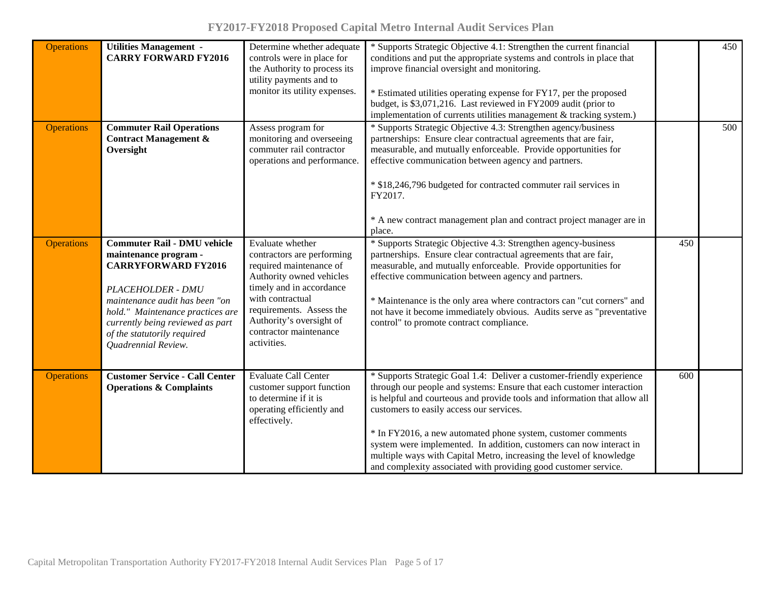| Operations | Utilities Management - CARRY FORWARD FY2016 | Determine whether adequate controls were in place for the Authority to process its utility payments and to monitor its utility expenses. | * Supports Strategic Objective 4.1: Strengthen the current financial conditions and put the appropriate systems and controls in place that improve financial oversight and monitoring.<br><br>* Estimated utilities operating expense for FY17, per the proposed budget, is $3,071,216. Last reviewed in FY2009 audit (prior to implementation of currents utilities management & tracking system.) | | 450 |
|---|---|---|---|---|---|
| Operations | **Commuter Rail Operations Contract Management & Oversight** | Assess program for monitoring and overseeing commuter rail contractor operations and performance. | * Supports Strategic Objective 4.3: Strengthen agency/business partnerships: Ensure clear contractual agreements that are fair, measurable, and mutually enforceable. Provide opportunities for effective communication between agency and partners.<br><br>* $18,246,796 budgeted for contracted commuter rail services in FY2017.<br><br>* A new contract management plan and contract project manager are in place. | | 500 |
| Operations | **Commuter Rail - DMU vehicle maintenance program - CARRYFORWARD FY2016**<br><br>*PLACEHOLDER - DMU maintenance audit has been "on hold." Maintenance practices are currently being reviewed as part of the statutorily required Quadrennial Review.* | Evaluate whether contractors are performing required maintenance of Authority owned vehicles timely and in accordance with contractual requirements. Assess the Authority's oversight of contractor maintenance activities. | * Supports Strategic Objective 4.3: Strengthen agency-business partnerships. Ensure clear contractual agreements that are fair, measurable, and mutually enforceable. Provide opportunities for effective communication between agency and partners.<br><br>* Maintenance is the only area where contractors can "cut corners" and not have it become immediately obvious. Audits serve as "preventative control" to promote contract compliance. | 450 | |
| Operations | **Customer Service - Call Center Operations & Complaints** | Evaluate Call Center customer support function to determine if it is operating efficiently and effectively. | * Supports Strategic Goal 1.4: Deliver a customer-friendly experience through our people and systems: Ensure that each customer interaction is helpful and courteous and provide tools and information that allow all customers to easily access our services.<br><br>* In FY2016, a new automated phone system, customer comments system were implemented. In addition, customers can now interact in multiple ways with Capital Metro, increasing the level of knowledge and complexity associated with providing good customer service. | 600 | |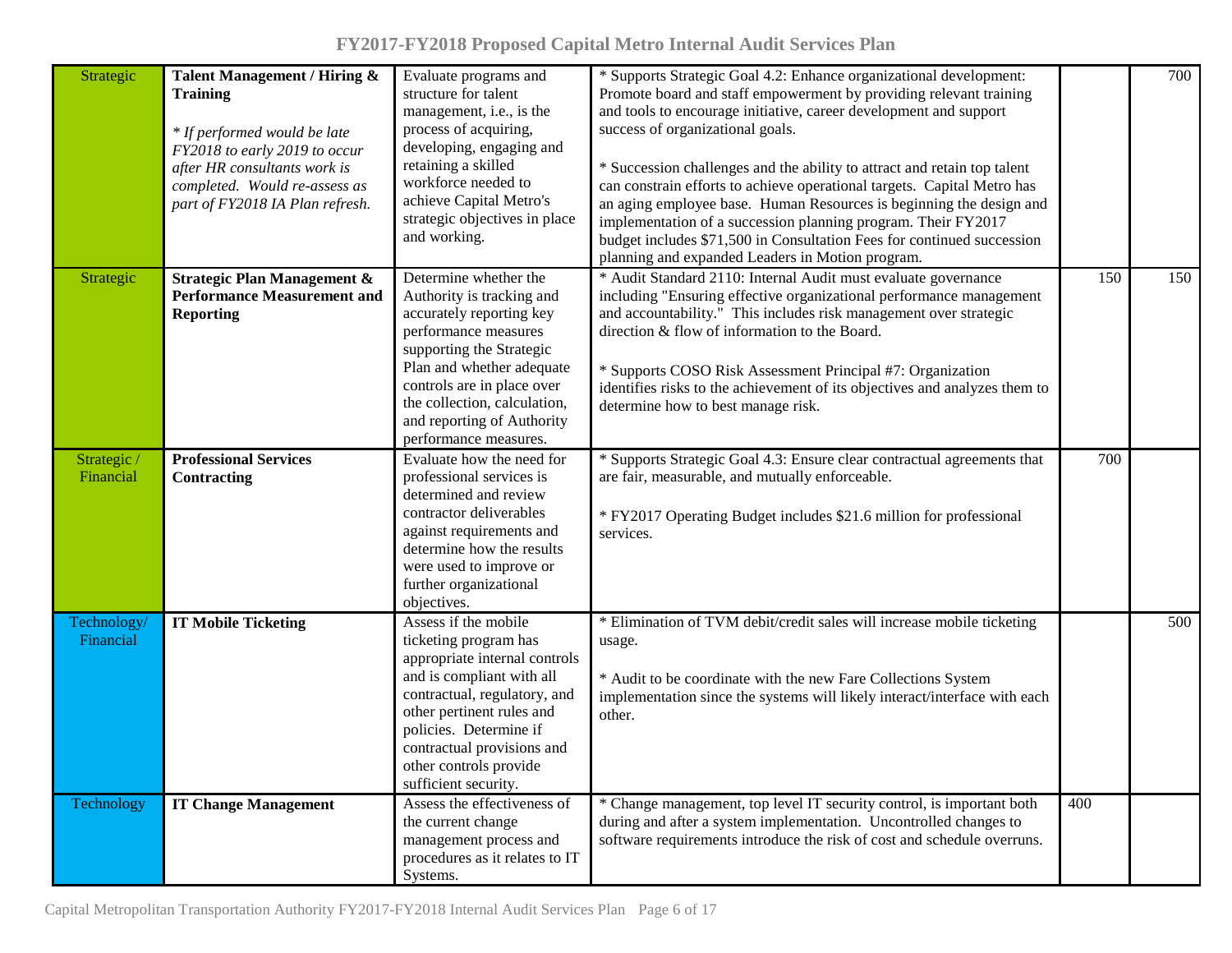| | | | | | |
|---|---|---|---|---|---|
| Strategic | **Talent Management / Hiring & Training**<br><br>*\* If performed would be late FY2018 to early 2019 to occur after HR consultants work is completed. Would re-assess as part of FY2018 IA Plan refresh.* | Evaluate programs and structure for talent management, i.e., is the process of acquiring, developing, engaging and retaining a skilled workforce needed to achieve Capital Metro's strategic objectives in place and working. | * Supports Strategic Goal 4.2: Enhance organizational development: Promote board and staff empowerment by providing relevant training and tools to encourage initiative, career development and support success of organizational goals.<br><br>* Succession challenges and the ability to attract and retain top talent can constrain efforts to achieve operational targets. Capital Metro has an aging employee base. Human Resources is beginning the design and implementation of a succession planning program. Their FY2017 budget includes $71,500 in Consultation Fees for continued succession planning and expanded Leaders in Motion program. | | 700 |
| Strategic | **Strategic Plan Management & Performance Measurement and Reporting** | Determine whether the Authority is tracking and accurately reporting key performance measures supporting the Strategic Plan and whether adequate controls are in place over the collection, calculation, and reporting of Authority performance measures. | * Audit Standard 2110: Internal Audit must evaluate governance including "Ensuring effective organizational performance management and accountability." This includes risk management over strategic direction & flow of information to the Board.<br><br>* Supports COSO Risk Assessment Principal #7: Organization identifies risks to the achievement of its objectives and analyzes them to determine how to best manage risk. | 150 | 150 |
| Strategic / Financial | **Professional Services Contracting** | Evaluate how the need for professional services is determined and review contractor deliverables against requirements and determine how the results were used to improve or further organizational objectives. | * Supports Strategic Goal 4.3: Ensure clear contractual agreements that are fair, measurable, and mutually enforceable.<br><br>* FY2017 Operating Budget includes $21.6 million for professional services. | 700 | |
| Technology/ Financial | **IT Mobile Ticketing** | Assess if the mobile ticketing program has appropriate internal controls and is compliant with all contractual, regulatory, and other pertinent rules and policies. Determine if contractual provisions and other controls provide sufficient security. | * Elimination of TVM debit/credit sales will increase mobile ticketing usage.<br><br>* Audit to be coordinate with the new Fare Collections System implementation since the systems will likely interact/interface with each other. | | 500 |
| Technology | **IT Change Management** | Assess the effectiveness of the current change management process and procedures as it relates to IT Systems. | * Change management, top level IT security control, is important both during and after a system implementation. Uncontrolled changes to software requirements introduce the risk of cost and schedule overruns. | 400 | |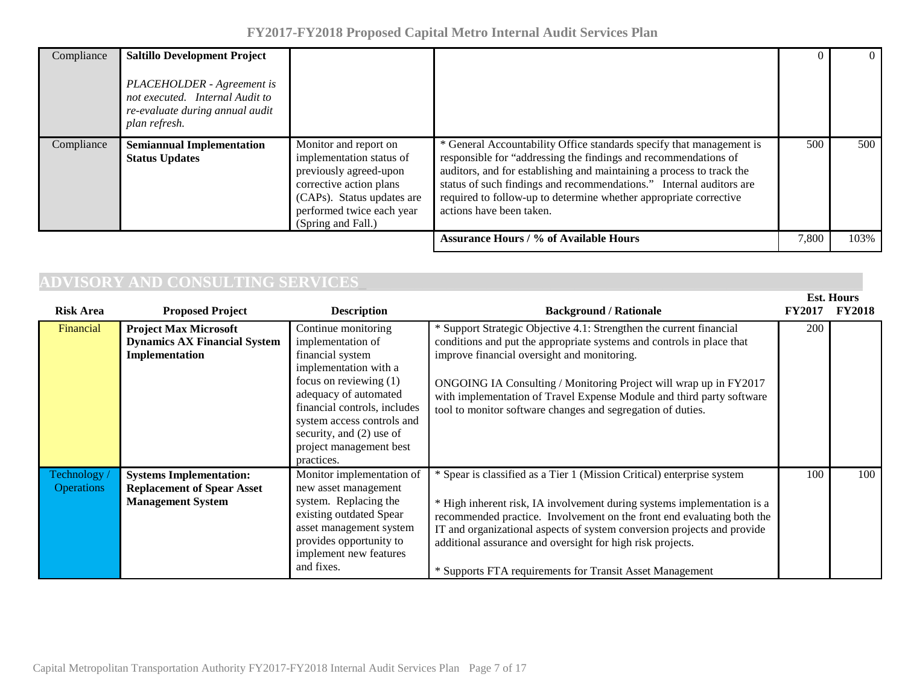| Compliance | **Saltillo Development Project**<br><br>*PLACEHOLDER - Agreement is not executed. Internal Audit to re-evaluate during annual audit plan refresh.* | | | 0 | 0 |
|---|---|---|---|---|---|
| Compliance | **Semiannual Implementation Status Updates** | Monitor and report on implementation status of previously agreed-upon corrective action plans (CAPs). Status updates are performed twice each year (Spring and Fall.) | * General Accountability Office standards specify that management is responsible for "addressing the findings and recommendations of auditors, and for establishing and maintaining a process to track the status of such findings and recommendations." Internal auditors are required to follow-up to determine whether appropriate corrective actions have been taken. | 500 | 500 |
| | | | **Assurance Hours / % of Available Hours** | 7,800 | 103% |

## ADVISORY AND CONSULTING SERVICES

| Risk Area | Proposed Project | Description | Background / Rationale | Est. Hours FY2017 | Est. Hours FY2018 |
|---|---|---|---|---|---|
| Financial | **Project Max Microsoft Dynamics AX Financial System Implementation** | Continue monitoring implementation of financial system implementation with a focus on reviewing (1) adequacy of automated financial controls, includes system access controls and security, and (2) use of project management best practices. | * Support Strategic Objective 4.1: Strengthen the current financial conditions and put the appropriate systems and controls in place that improve financial oversight and monitoring.<br><br>ONGOING IA Consulting / Monitoring Project will wrap up in FY2017 with implementation of Travel Expense Module and third party software tool to monitor software changes and segregation of duties. | 200 | |
| Technology / Operations | **Systems Implementation: Replacement of Spear Asset Management System** | Monitor implementation of new asset management system. Replacing the existing outdated Spear asset management system provides opportunity to implement new features and fixes. | * Spear is classified as a Tier 1 (Mission Critical) enterprise system<br><br>* High inherent risk, IA involvement during systems implementation is a recommended practice. Involvement on the front end evaluating both the IT and organizational aspects of system conversion projects and provide additional assurance and oversight for high risk projects.<br><br>* Supports FTA requirements for Transit Asset Management | 100 | 100 |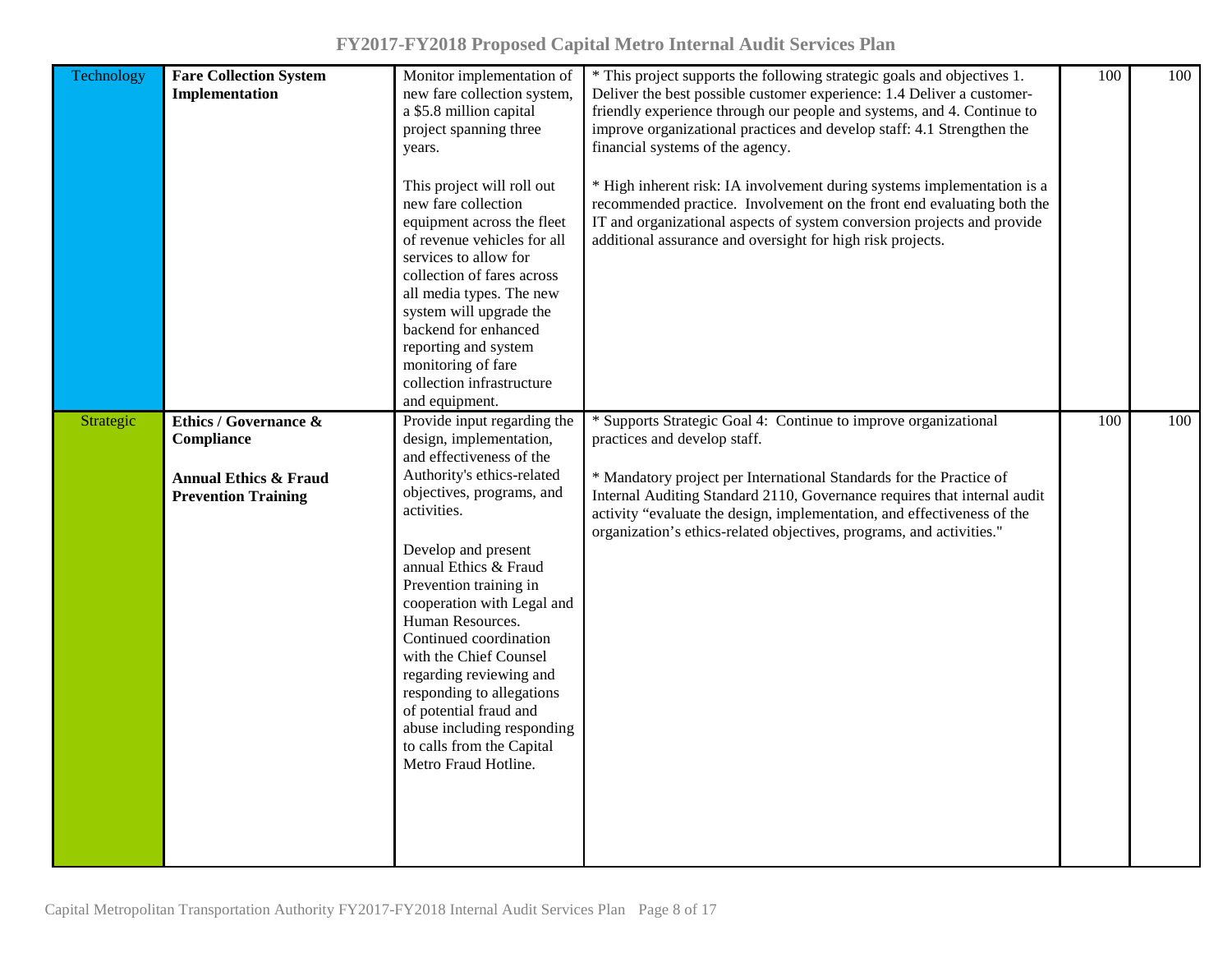| Technology | **Fare Collection System Implementation** | Monitor implementation of new fare collection system, a $5.8 million capital project spanning three years.<br><br>This project will roll out new fare collection equipment across the fleet of revenue vehicles for all services to allow for collection of fares across all media types. The new system will upgrade the backend for enhanced reporting and system monitoring of fare collection infrastructure and equipment. | * This project supports the following strategic goals and objectives 1. Deliver the best possible customer experience: 1.4 Deliver a customer-friendly experience through our people and systems, and 4. Continue to improve organizational practices and develop staff: 4.1 Strengthen the financial systems of the agency.<br><br>* High inherent risk: IA involvement during systems implementation is a recommended practice. Involvement on the front end evaluating both the IT and organizational aspects of system conversion projects and provide additional assurance and oversight for high risk projects. | 100 | 100 |
|---|---|---|---|---|---|
| Strategic | **Ethics / Governance & Compliance**<br><br>**Annual Ethics & Fraud Prevention Training** | Provide input regarding the design, implementation, and effectiveness of the Authority's ethics-related objectives, programs, and activities.<br><br>Develop and present annual Ethics & Fraud Prevention training in cooperation with Legal and Human Resources. Continued coordination with the Chief Counsel regarding reviewing and responding to allegations of potential fraud and abuse including responding to calls from the Capital Metro Fraud Hotline. | * Supports Strategic Goal 4: Continue to improve organizational practices and develop staff.<br><br>* Mandatory project per International Standards for the Practice of Internal Auditing Standard 2110, Governance requires that internal audit activity "evaluate the design, implementation, and effectiveness of the organization's ethics-related objectives, programs, and activities." | 100 | 100 |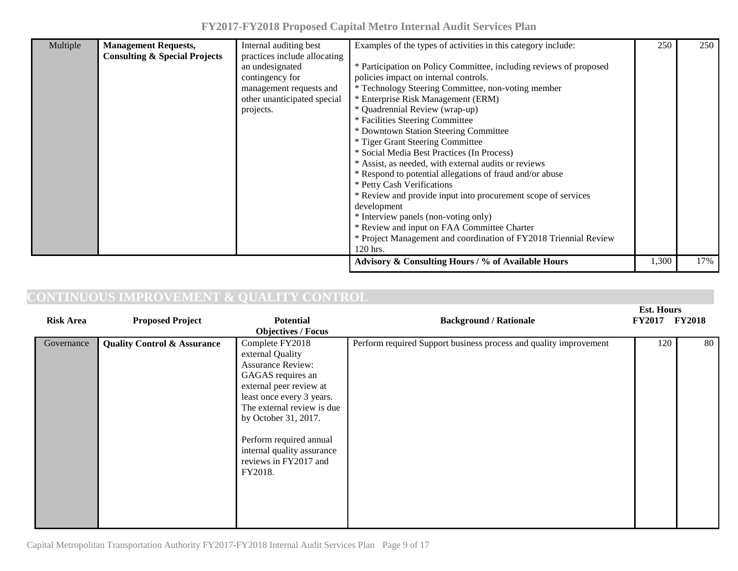| Risk Area | Proposed Project | Potential Objectives / Focus | Background / Rationale | Est. Hours FY2017 | FY2018 |
|---|---|---|---|---|---|
| Multiple | **Management Requests, Consulting & Special Projects** | Internal auditing best practices include allocating an undesignated contingency for management requests and other unanticipated special projects. | Examples of the types of activities in this category include:<br><br>* Participation on Policy Committee, including reviews of proposed policies impact on internal controls.<br>* Technology Steering Committee, non-voting member<br>* Enterprise Risk Management (ERM)<br>* Quadrennial Review (wrap-up)<br>* Facilities Steering Committee<br>* Downtown Station Steering Committee<br>* Tiger Grant Steering Committee<br>* Social Media Best Practices (In Process)<br>* Assist, as needed, with external audits or reviews<br>* Respond to potential allegations of fraud and/or abuse<br>* Petty Cash Verifications<br>* Review and provide input into procurement scope of services development<br>* Interview panels (non-voting only)<br>* Review and input on FAA Committee Charter<br>* Project Management and coordination of FY2018 Triennial Review 120 hrs. | 250 | 250 |
| | | | **Advisory & Consulting Hours / % of Available Hours** | 1,300 | 17% |

## CONTINUOUS IMPROVEMENT & QUALITY CONTROL

| Risk Area | Proposed Project | Potential Objectives / Focus | Background / Rationale | Est. Hours FY2017 | FY2018 |
|---|---|---|---|---|---|
| Governance | **Quality Control & Assurance** | Complete FY2018 external Quality Assurance Review: GAGAS requires an external peer review at least once every 3 years. The external review is due by October 31, 2017.<br><br>Perform required annual internal quality assurance reviews in FY2017 and FY2018. | Perform required Support business process and quality improvement | 120 | 80 |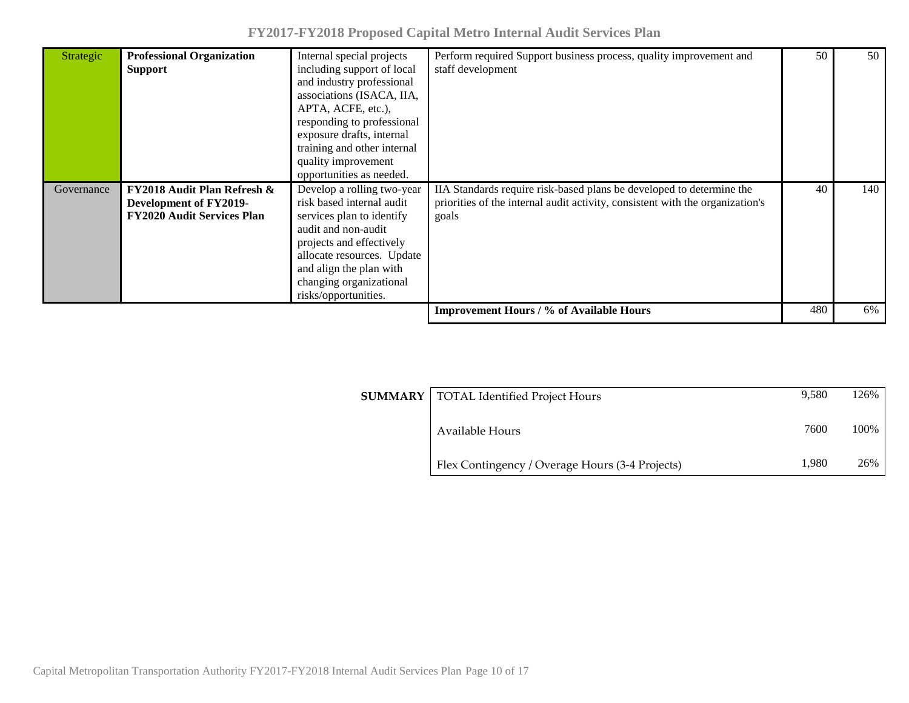| | | | | | |
|---|---|---|---|---|---|
| Strategic | **Professional Organization Support** | Internal special projects including support of local and industry professional associations (ISACA, IIA, APTA, ACFE, etc.), responding to professional exposure drafts, internal training and other internal quality improvement opportunities as needed. | Perform required Support business process, quality improvement and staff development | 50 | 50 |
| Governance | **FY2018 Audit Plan Refresh & Development of FY2019-FY2020 Audit Services Plan** | Develop a rolling two-year risk based internal audit services plan to identify audit and non-audit projects and effectively allocate resources. Update and align the plan with changing organizational risks/opportunities. | IIA Standards require risk-based plans be developed to determine the priorities of the internal audit activity, consistent with the organization's goals | 40 | 140 |
| | | | **Improvement Hours / % of Available Hours** | 480 | 6% |

| **SUMMARY** | | | |
|---|---|---|---|
| | TOTAL Identified Project Hours | 9,580 | 126% |
| | Available Hours | 7600 | 100% |
| | Flex Contingency / Overage Hours (3-4 Projects) | 1,980 | 26% |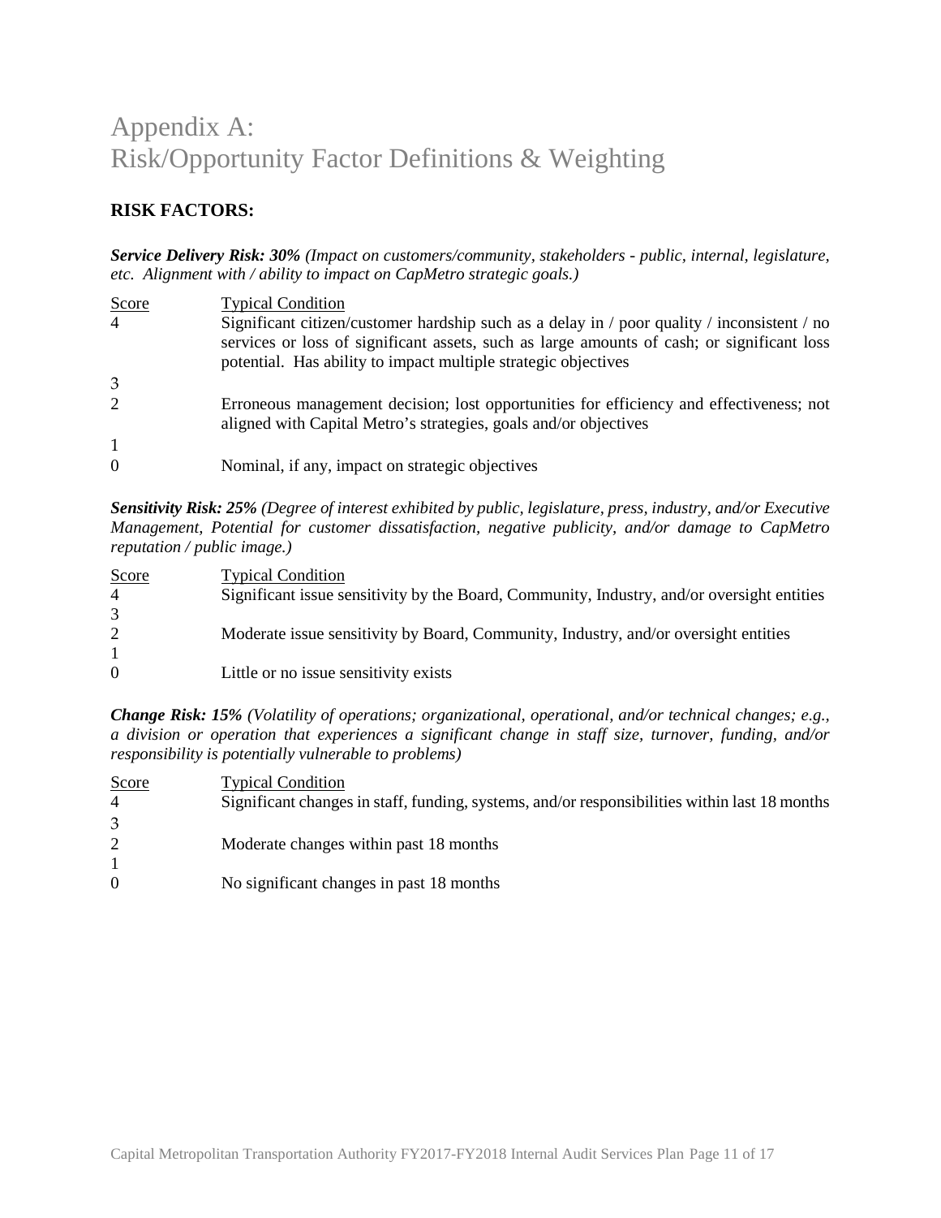# Appendix A:
# Risk/Opportunity Factor Definitions & Weighting

## RISK FACTORS:

***Service Delivery Risk: 30%*** *(Impact on customers/community, stakeholders - public, internal, legislature, etc. Alignment with / ability to impact on CapMetro strategic goals.)*

| Score | Typical Condition |
|---|---|
| 4 | Significant citizen/customer hardship such as a delay in / poor quality / inconsistent / no services or loss of significant assets, such as large amounts of cash; or significant loss potential. Has ability to impact multiple strategic objectives |
| 3 | |
| 2 | Erroneous management decision; lost opportunities for efficiency and effectiveness; not aligned with Capital Metro's strategies, goals and/or objectives |
| 1 | |
| 0 | Nominal, if any, impact on strategic objectives |

***Sensitivity Risk: 25%*** *(Degree of interest exhibited by public, legislature, press, industry, and/or Executive Management, Potential for customer dissatisfaction, negative publicity, and/or damage to CapMetro reputation / public image.)*

| Score | Typical Condition |
|---|---|
| 4 | Significant issue sensitivity by the Board, Community, Industry, and/or oversight entities |
| 3 | |
| 2 | Moderate issue sensitivity by Board, Community, Industry, and/or oversight entities |
| 1 | |
| 0 | Little or no issue sensitivity exists |

***Change Risk: 15%*** *(Volatility of operations; organizational, operational, and/or technical changes; e.g., a division or operation that experiences a significant change in staff size, turnover, funding, and/or responsibility is potentially vulnerable to problems)*

| Score | Typical Condition |
|---|---|
| 4 | Significant changes in staff, funding, systems, and/or responsibilities within last 18 months |
| 3 | |
| 2 | Moderate changes within past 18 months |
| 1 | |
| 0 | No significant changes in past 18 months |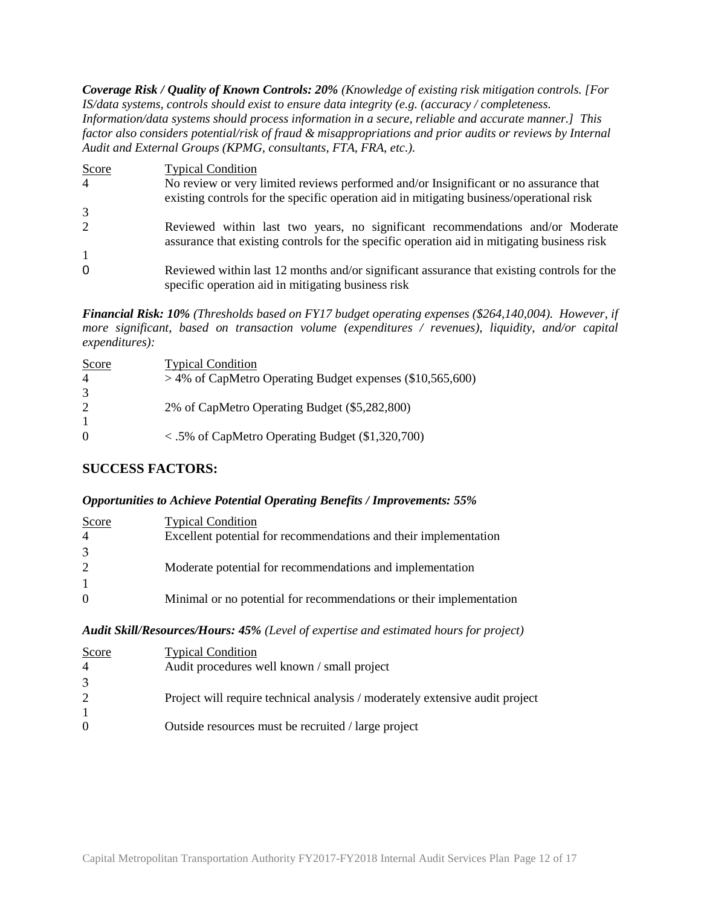***Coverage Risk / Quality of Known Controls: 20%*** *(Knowledge of existing risk mitigation controls. [For IS/data systems, controls should exist to ensure data integrity (e.g. (accuracy / completeness. Information/data systems should process information in a secure, reliable and accurate manner.] This factor also considers potential/risk of fraud & misappropriations and prior audits or reviews by Internal Audit and External Groups (KPMG, consultants, FTA, FRA, etc.).*

| Score | Typical Condition |
|---|---|
| 4 | No review or very limited reviews performed and/or Insignificant or no assurance that existing controls for the specific operation aid in mitigating business/operational risk |
| 3 | |
| 2 | Reviewed within last two years, no significant recommendations and/or Moderate assurance that existing controls for the specific operation aid in mitigating business risk |
| 1 | |
| 0 | Reviewed within last 12 months and/or significant assurance that existing controls for the specific operation aid in mitigating business risk |

***Financial Risk: 10%*** *(Thresholds based on FY17 budget operating expenses ($264,140,004). However, if more significant, based on transaction volume (expenditures / revenues), liquidity, and/or capital expenditures):*

| Score | Typical Condition |
|---|---|
| 4 | > 4% of CapMetro Operating Budget expenses ($10,565,600) |
| 3 | |
| 2 | 2% of CapMetro Operating Budget ($5,282,800) |
| 1 | |
| 0 | < .5% of CapMetro Operating Budget ($1,320,700) |

## SUCCESS FACTORS:

***Opportunities to Achieve Potential Operating Benefits / Improvements: 55%***

| Score | Typical Condition |
|---|---|
| 4 | Excellent potential for recommendations and their implementation |
| 3 | |
| 2 | Moderate potential for recommendations and implementation |
| 1 | |
| 0 | Minimal or no potential for recommendations or their implementation |

***Audit Skill/Resources/Hours: 45%*** *(Level of expertise and estimated hours for project)*

| Score | Typical Condition |
|---|---|
| 4 | Audit procedures well known / small project |
| 3 | |
| 2 | Project will require technical analysis / moderately extensive audit project |
| 1 | |
| 0 | Outside resources must be recruited / large project |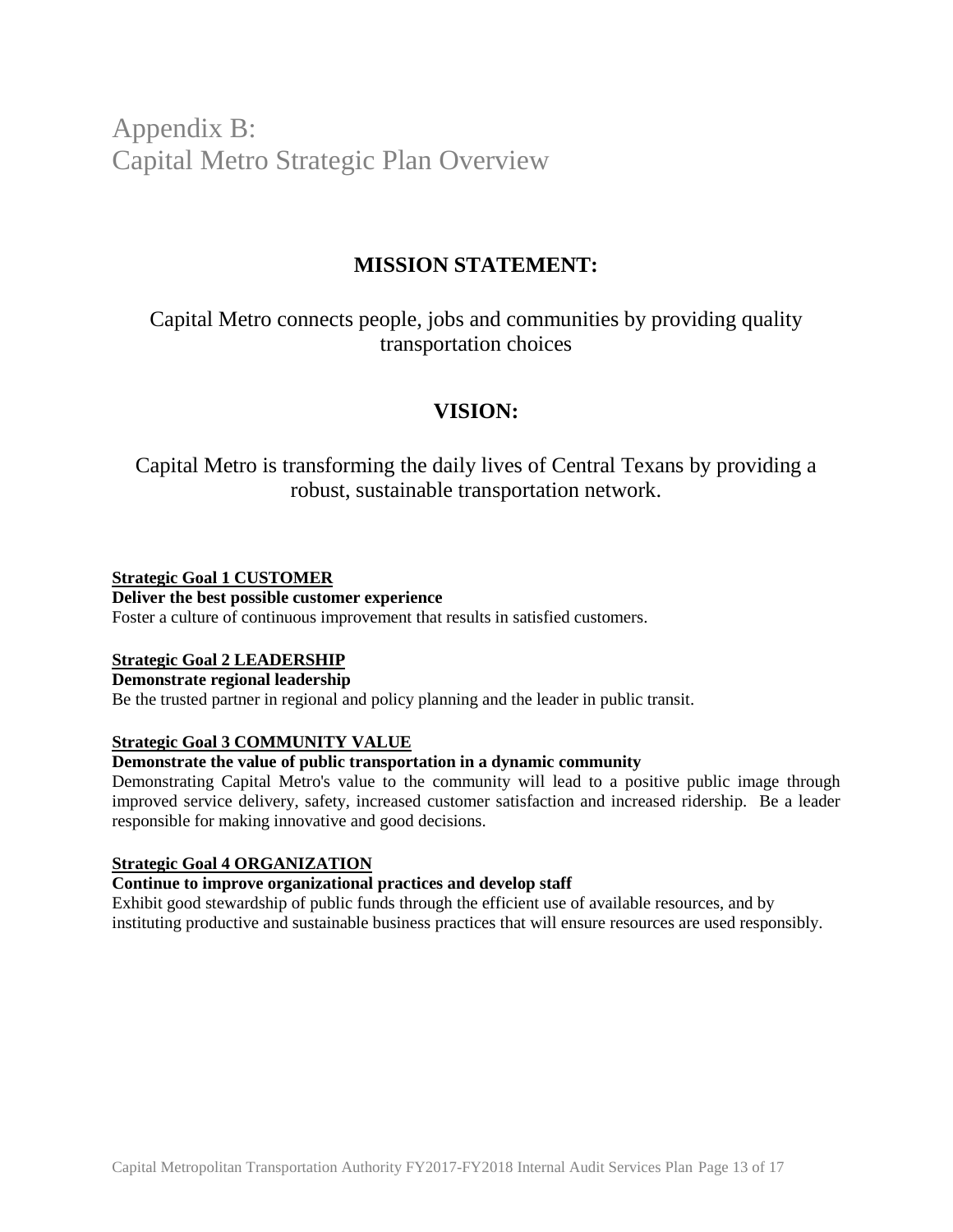# Appendix B: Capital Metro Strategic Plan Overview

## MISSION STATEMENT:

Capital Metro connects people, jobs and communities by providing quality transportation choices

## VISION:

Capital Metro is transforming the daily lives of Central Texans by providing a robust, sustainable transportation network.

**Strategic Goal 1 CUSTOMER**
**Deliver the best possible customer experience**
Foster a culture of continuous improvement that results in satisfied customers.

**Strategic Goal 2 LEADERSHIP**
**Demonstrate regional leadership**
Be the trusted partner in regional and policy planning and the leader in public transit.

**Strategic Goal 3 COMMUNITY VALUE**
**Demonstrate the value of public transportation in a dynamic community**
Demonstrating Capital Metro's value to the community will lead to a positive public image through improved service delivery, safety, increased customer satisfaction and increased ridership. Be a leader responsible for making innovative and good decisions.

**Strategic Goal 4 ORGANIZATION**
**Continue to improve organizational practices and develop staff**
Exhibit good stewardship of public funds through the efficient use of available resources, and by instituting productive and sustainable business practices that will ensure resources are used responsibly.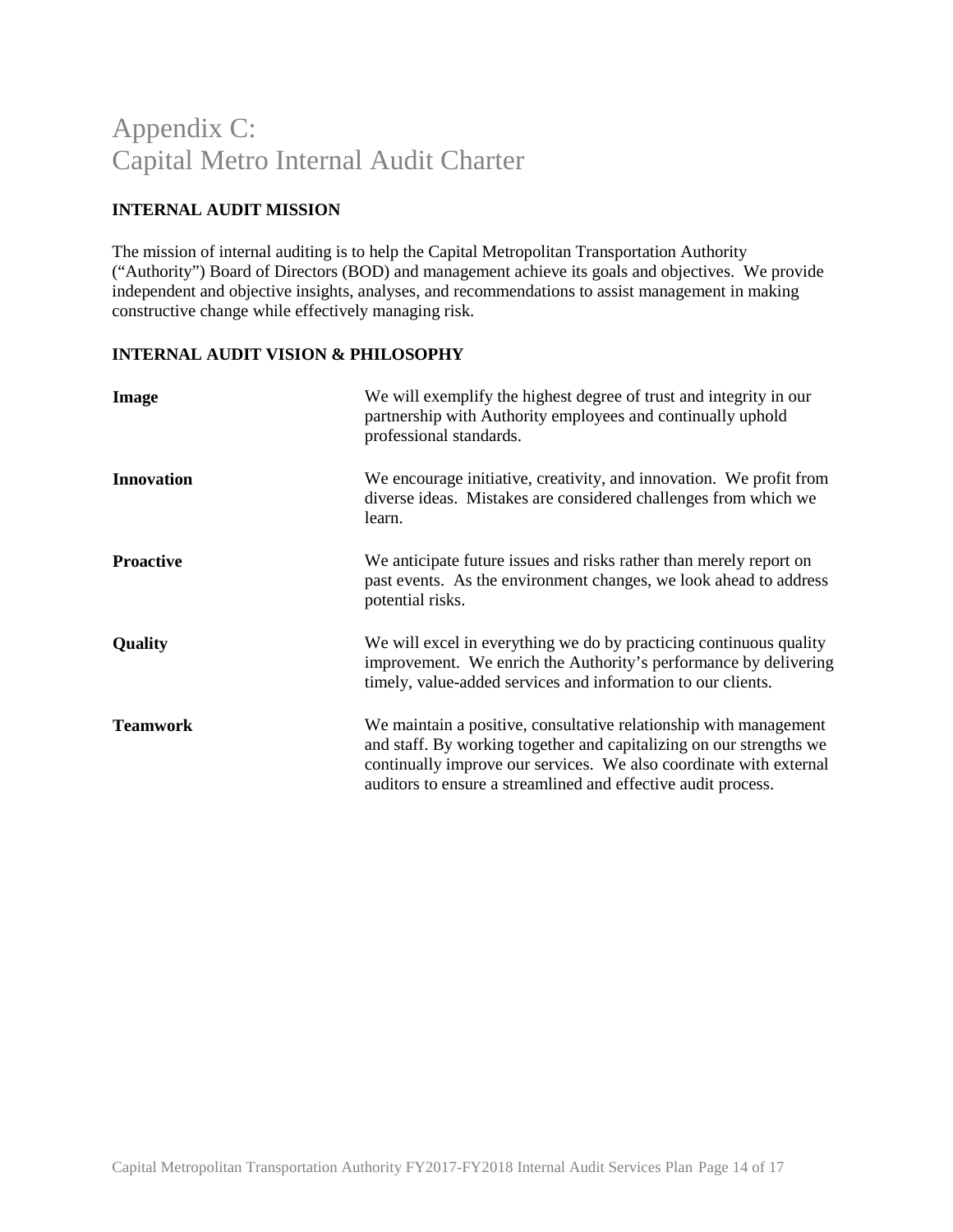# Appendix C: Capital Metro Internal Audit Charter

**INTERNAL AUDIT MISSION**

The mission of internal auditing is to help the Capital Metropolitan Transportation Authority ("Authority") Board of Directors (BOD) and management achieve its goals and objectives. We provide independent and objective insights, analyses, and recommendations to assist management in making constructive change while effectively managing risk.

**INTERNAL AUDIT VISION & PHILOSOPHY**

| | |
|---|---|
| **Image** | We will exemplify the highest degree of trust and integrity in our partnership with Authority employees and continually uphold professional standards. |
| **Innovation** | We encourage initiative, creativity, and innovation. We profit from diverse ideas. Mistakes are considered challenges from which we learn. |
| **Proactive** | We anticipate future issues and risks rather than merely report on past events. As the environment changes, we look ahead to address potential risks. |
| **Quality** | We will excel in everything we do by practicing continuous quality improvement. We enrich the Authority's performance by delivering timely, value-added services and information to our clients. |
| **Teamwork** | We maintain a positive, consultative relationship with management and staff. By working together and capitalizing on our strengths we continually improve our services. We also coordinate with external auditors to ensure a streamlined and effective audit process. |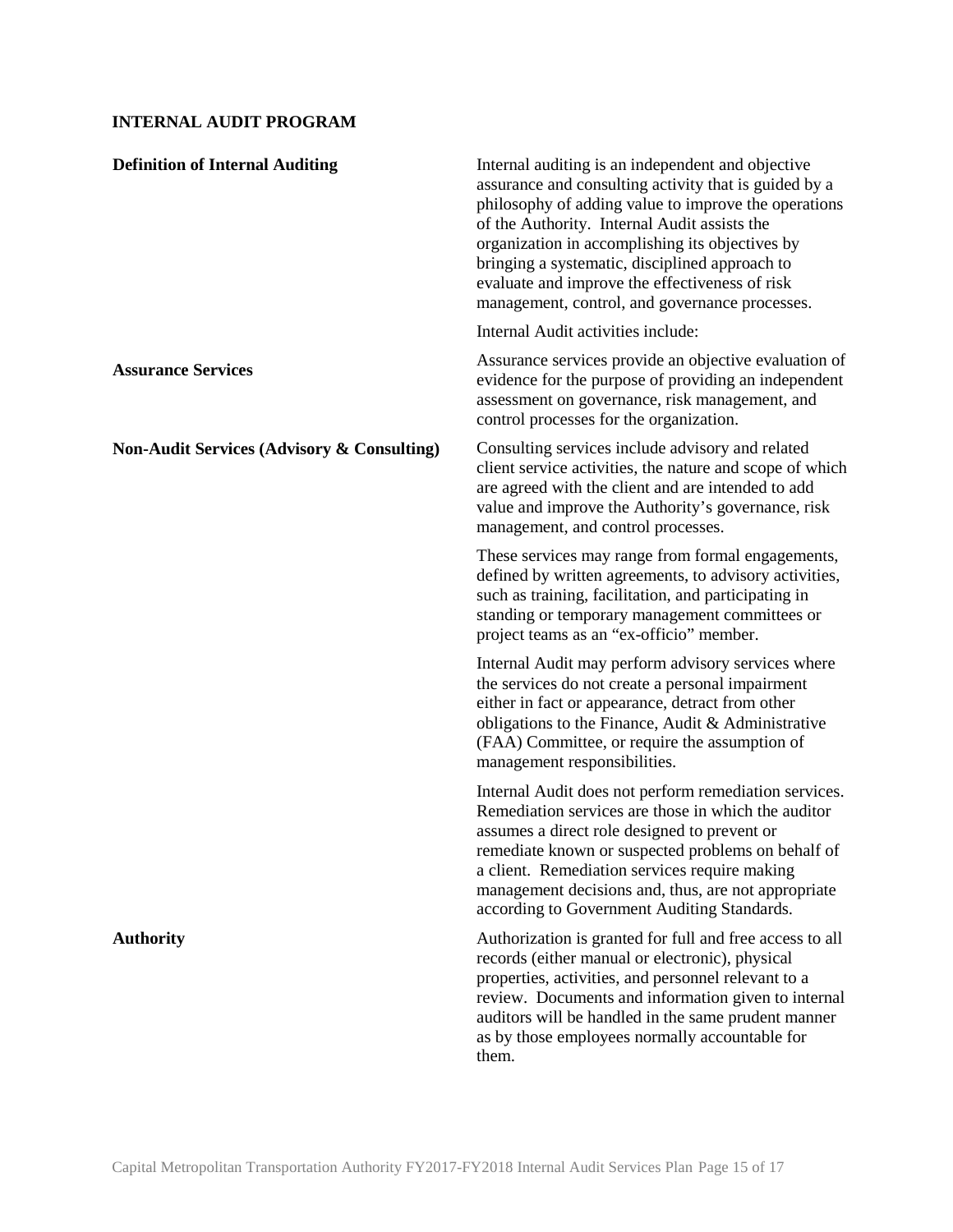## INTERNAL AUDIT PROGRAM

**Definition of Internal Auditing**

Internal auditing is an independent and objective assurance and consulting activity that is guided by a philosophy of adding value to improve the operations of the Authority. Internal Audit assists the organization in accomplishing its objectives by bringing a systematic, disciplined approach to evaluate and improve the effectiveness of risk management, control, and governance processes.

Internal Audit activities include:

**Assurance Services**

Assurance services provide an objective evaluation of evidence for the purpose of providing an independent assessment on governance, risk management, and control processes for the organization.

**Non-Audit Services (Advisory & Consulting)**

Consulting services include advisory and related client service activities, the nature and scope of which are agreed with the client and are intended to add value and improve the Authority's governance, risk management, and control processes.

These services may range from formal engagements, defined by written agreements, to advisory activities, such as training, facilitation, and participating in standing or temporary management committees or project teams as an "ex-officio" member.

Internal Audit may perform advisory services where the services do not create a personal impairment either in fact or appearance, detract from other obligations to the Finance, Audit & Administrative (FAA) Committee, or require the assumption of management responsibilities.

Internal Audit does not perform remediation services. Remediation services are those in which the auditor assumes a direct role designed to prevent or remediate known or suspected problems on behalf of a client. Remediation services require making management decisions and, thus, are not appropriate according to Government Auditing Standards.

**Authority**

Authorization is granted for full and free access to all records (either manual or electronic), physical properties, activities, and personnel relevant to a review. Documents and information given to internal auditors will be handled in the same prudent manner as by those employees normally accountable for them.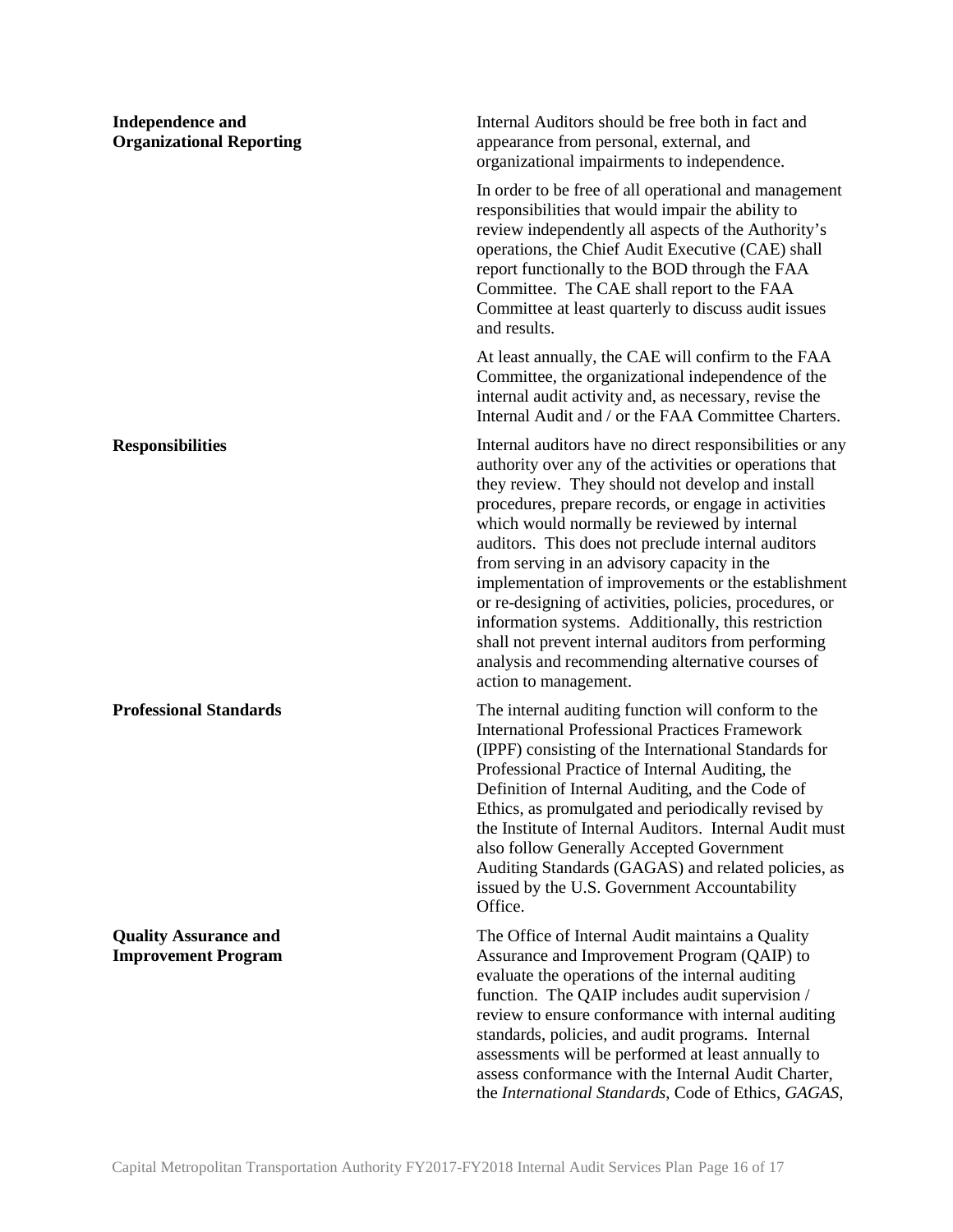**Independence and Organizational Reporting**

Internal Auditors should be free both in fact and appearance from personal, external, and organizational impairments to independence.

In order to be free of all operational and management responsibilities that would impair the ability to review independently all aspects of the Authority's operations, the Chief Audit Executive (CAE) shall report functionally to the BOD through the FAA Committee. The CAE shall report to the FAA Committee at least quarterly to discuss audit issues and results.

At least annually, the CAE will confirm to the FAA Committee, the organizational independence of the internal audit activity and, as necessary, revise the Internal Audit and / or the FAA Committee Charters.

**Responsibilities**

Internal auditors have no direct responsibilities or any authority over any of the activities or operations that they review. They should not develop and install procedures, prepare records, or engage in activities which would normally be reviewed by internal auditors. This does not preclude internal auditors from serving in an advisory capacity in the implementation of improvements or the establishment or re-designing of activities, policies, procedures, or information systems. Additionally, this restriction shall not prevent internal auditors from performing analysis and recommending alternative courses of action to management.

**Professional Standards**

The internal auditing function will conform to the International Professional Practices Framework (IPPF) consisting of the International Standards for Professional Practice of Internal Auditing, the Definition of Internal Auditing, and the Code of Ethics, as promulgated and periodically revised by the Institute of Internal Auditors. Internal Audit must also follow Generally Accepted Government Auditing Standards (GAGAS) and related policies, as issued by the U.S. Government Accountability Office.

**Quality Assurance and Improvement Program**

The Office of Internal Audit maintains a Quality Assurance and Improvement Program (QAIP) to evaluate the operations of the internal auditing function. The QAIP includes audit supervision / review to ensure conformance with internal auditing standards, policies, and audit programs. Internal assessments will be performed at least annually to assess conformance with the Internal Audit Charter, the *International Standards*, Code of Ethics, *GAGAS*,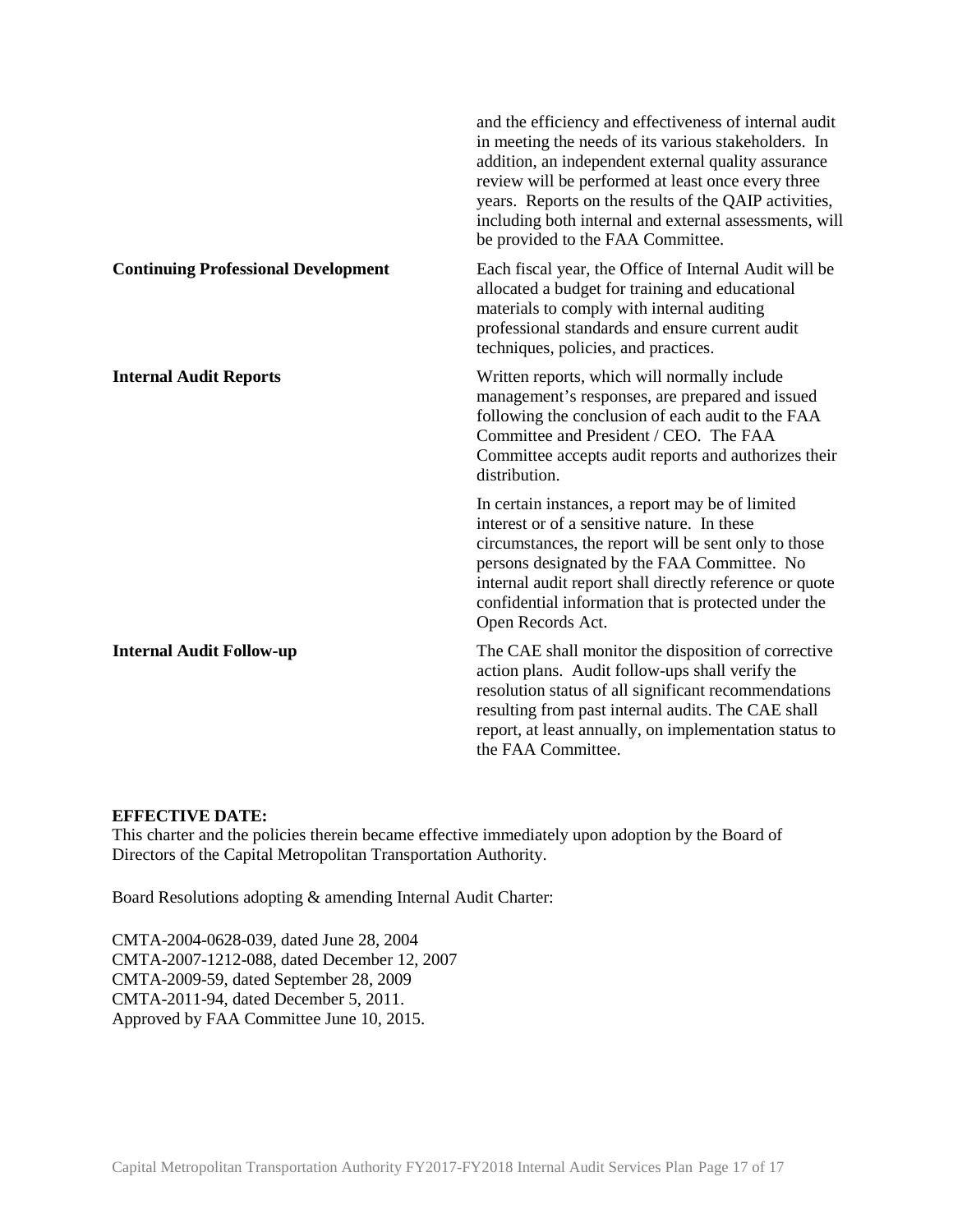and the efficiency and effectiveness of internal audit in meeting the needs of its various stakeholders. In addition, an independent external quality assurance review will be performed at least once every three years. Reports on the results of the QAIP activities, including both internal and external assessments, will be provided to the FAA Committee.

**Continuing Professional Development**

Each fiscal year, the Office of Internal Audit will be allocated a budget for training and educational materials to comply with internal auditing professional standards and ensure current audit techniques, policies, and practices.

**Internal Audit Reports**

Written reports, which will normally include management's responses, are prepared and issued following the conclusion of each audit to the FAA Committee and President / CEO. The FAA Committee accepts audit reports and authorizes their distribution.

In certain instances, a report may be of limited interest or of a sensitive nature. In these circumstances, the report will be sent only to those persons designated by the FAA Committee. No internal audit report shall directly reference or quote confidential information that is protected under the Open Records Act.

**Internal Audit Follow-up**

The CAE shall monitor the disposition of corrective action plans. Audit follow-ups shall verify the resolution status of all significant recommendations resulting from past internal audits. The CAE shall report, at least annually, on implementation status to the FAA Committee.

**EFFECTIVE DATE:**

This charter and the policies therein became effective immediately upon adoption by the Board of Directors of the Capital Metropolitan Transportation Authority.

Board Resolutions adopting & amending Internal Audit Charter:

CMTA-2004-0628-039, dated June 28, 2004
CMTA-2007-1212-088, dated December 12, 2007
CMTA-2009-59, dated September 28, 2009
CMTA-2011-94, dated December 5, 2011.
Approved by FAA Committee June 10, 2015.